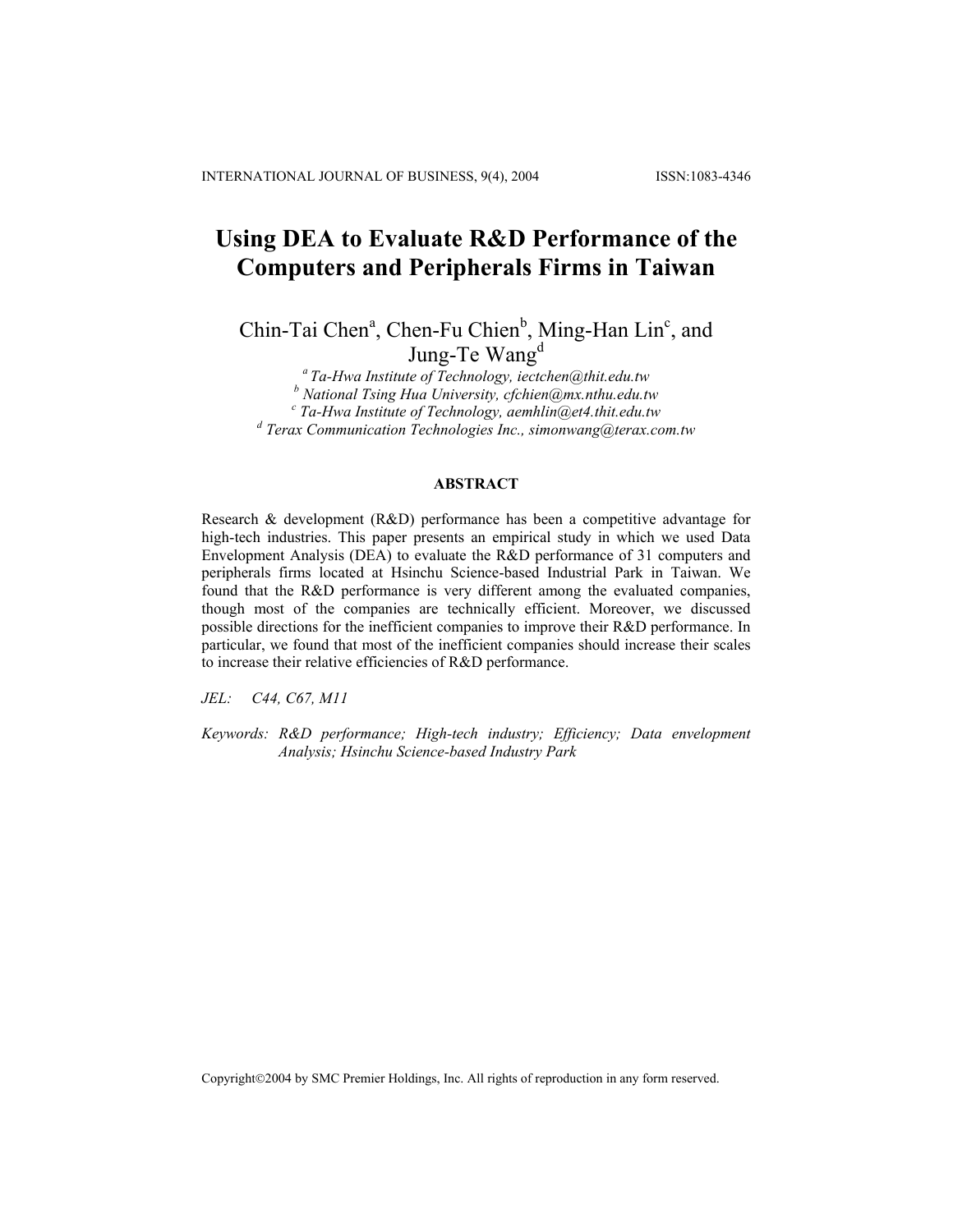# Using DEA to Evaluate R&D Performance of the Computers and Peripherals Firms in Taiwan

Chin-Tai Chen[a], Chen-Fu Chien[b], Ming-Han Lin[c], and Jung-Te Wang[d]

[a] *Ta-Hwa Institute of Technology, iectchen@thit.edu.tw*
[b] *National Tsing Hua University, cfchien@mx.nthu.edu.tw*
[c] *Ta-Hwa Institute of Technology, aemhlin@et4.thit.edu.tw*
[d] *Terax Communication Technologies Inc., simonwang@terax.com.tw*

## ABSTRACT

Research & development (R&D) performance has been a competitive advantage for high-tech industries. This paper presents an empirical study in which we used Data Envelopment Analysis (DEA) to evaluate the R&D performance of 31 computers and peripherals firms located at Hsinchu Science-based Industrial Park in Taiwan. We found that the R&D performance is very different among the evaluated companies, though most of the companies are technically efficient. Moreover, we discussed possible directions for the inefficient companies to improve their R&D performance. In particular, we found that most of the inefficient companies should increase their scales to increase their relative efficiencies of R&D performance.

*JEL:* *C44, C67, M11*

*Keywords: R&D performance; High-tech industry; Efficiency; Data envelopment Analysis; Hsinchu Science-based Industry Park*

Copyright©2004 by SMC Premier Holdings, Inc. All rights of reproduction in any form reserved.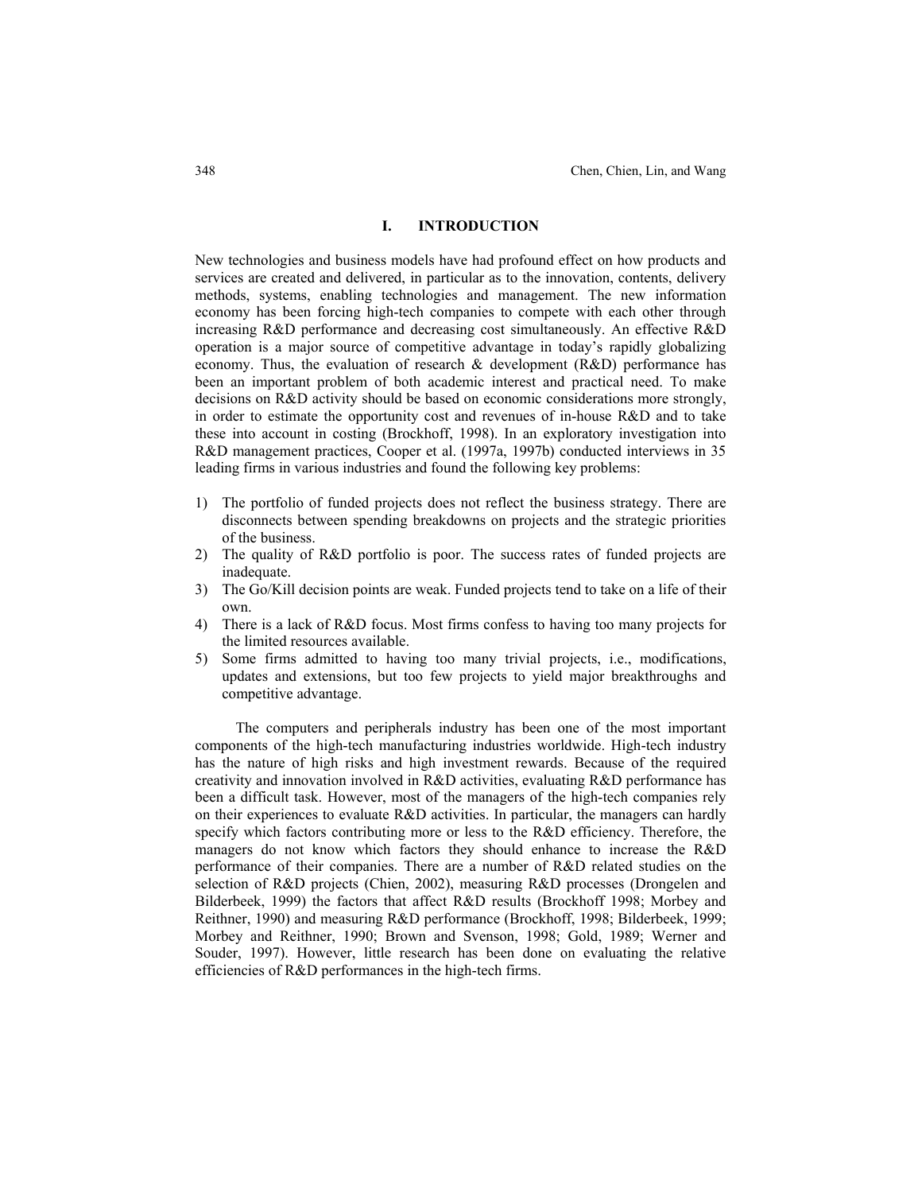## I. INTRODUCTION

New technologies and business models have had profound effect on how products and services are created and delivered, in particular as to the innovation, contents, delivery methods, systems, enabling technologies and management. The new information economy has been forcing high-tech companies to compete with each other through increasing R&D performance and decreasing cost simultaneously. An effective R&D operation is a major source of competitive advantage in today's rapidly globalizing economy. Thus, the evaluation of research & development (R&D) performance has been an important problem of both academic interest and practical need. To make decisions on R&D activity should be based on economic considerations more strongly, in order to estimate the opportunity cost and revenues of in-house R&D and to take these into account in costing (Brockhoff, 1998). In an exploratory investigation into R&D management practices, Cooper et al. (1997a, 1997b) conducted interviews in 35 leading firms in various industries and found the following key problems:

1) The portfolio of funded projects does not reflect the business strategy. There are disconnects between spending breakdowns on projects and the strategic priorities of the business.
2) The quality of R&D portfolio is poor. The success rates of funded projects are inadequate.
3) The Go/Kill decision points are weak. Funded projects tend to take on a life of their own.
4) There is a lack of R&D focus. Most firms confess to having too many projects for the limited resources available.
5) Some firms admitted to having too many trivial projects, i.e., modifications, updates and extensions, but too few projects to yield major breakthroughs and competitive advantage.

The computers and peripherals industry has been one of the most important components of the high-tech manufacturing industries worldwide. High-tech industry has the nature of high risks and high investment rewards. Because of the required creativity and innovation involved in R&D activities, evaluating R&D performance has been a difficult task. However, most of the managers of the high-tech companies rely on their experiences to evaluate R&D activities. In particular, the managers can hardly specify which factors contributing more or less to the R&D efficiency. Therefore, the managers do not know which factors they should enhance to increase the R&D performance of their companies. There are a number of R&D related studies on the selection of R&D projects (Chien, 2002), measuring R&D processes (Drongelen and Bilderbeek, 1999) the factors that affect R&D results (Brockhoff 1998; Morbey and Reithner, 1990) and measuring R&D performance (Brockhoff, 1998; Bilderbeek, 1999; Morbey and Reithner, 1990; Brown and Svenson, 1998; Gold, 1989; Werner and Souder, 1997). However, little research has been done on evaluating the relative efficiencies of R&D performances in the high-tech firms.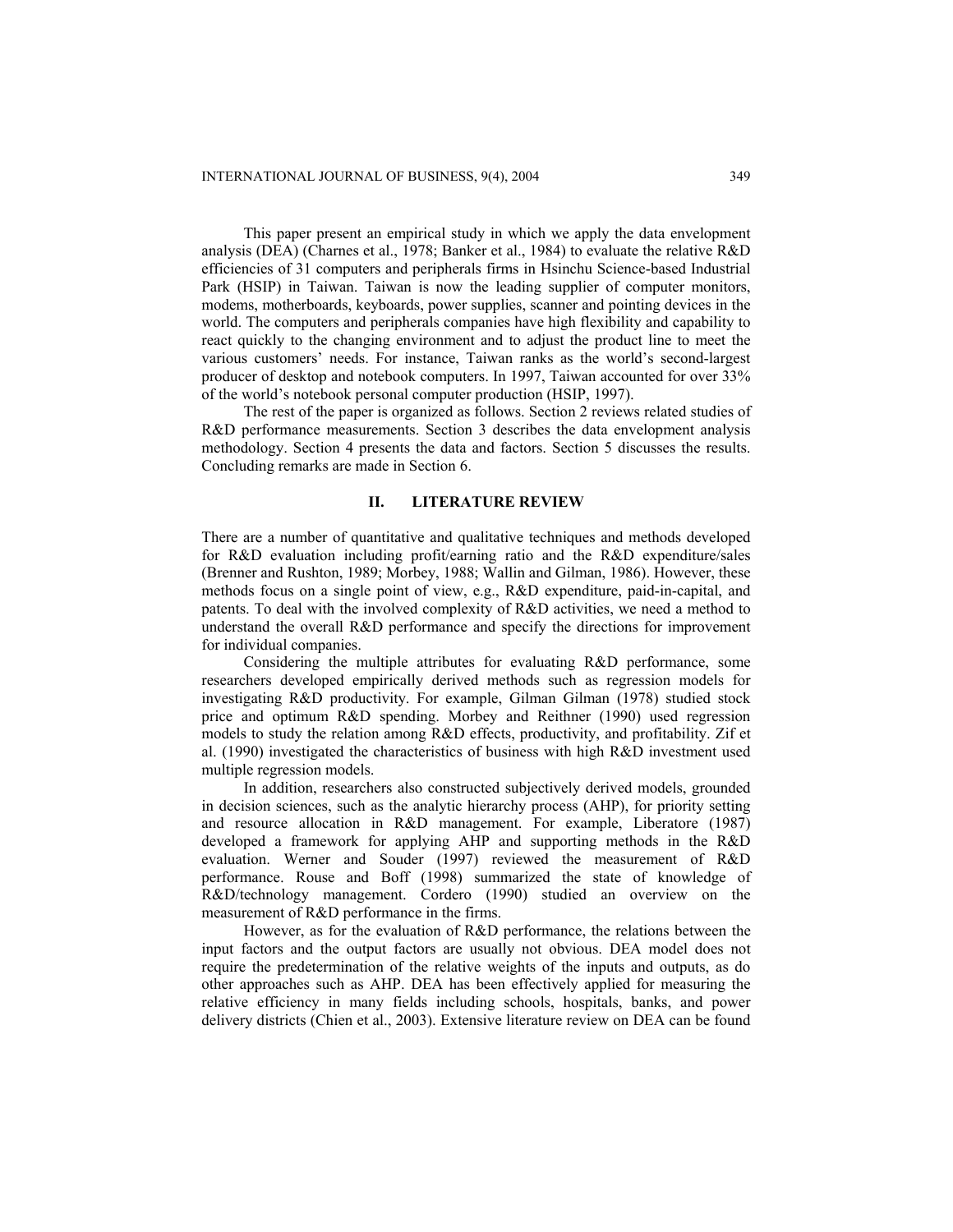This paper present an empirical study in which we apply the data envelopment analysis (DEA) (Charnes et al., 1978; Banker et al., 1984) to evaluate the relative R&D efficiencies of 31 computers and peripherals firms in Hsinchu Science-based Industrial Park (HSIP) in Taiwan. Taiwan is now the leading supplier of computer monitors, modems, motherboards, keyboards, power supplies, scanner and pointing devices in the world. The computers and peripherals companies have high flexibility and capability to react quickly to the changing environment and to adjust the product line to meet the various customers' needs. For instance, Taiwan ranks as the world's second-largest producer of desktop and notebook computers. In 1997, Taiwan accounted for over 33% of the world's notebook personal computer production (HSIP, 1997).

The rest of the paper is organized as follows. Section 2 reviews related studies of R&D performance measurements. Section 3 describes the data envelopment analysis methodology. Section 4 presents the data and factors. Section 5 discusses the results. Concluding remarks are made in Section 6.

## II. LITERATURE REVIEW

There are a number of quantitative and qualitative techniques and methods developed for R&D evaluation including profit/earning ratio and the R&D expenditure/sales (Brenner and Rushton, 1989; Morbey, 1988; Wallin and Gilman, 1986). However, these methods focus on a single point of view, e.g., R&D expenditure, paid-in-capital, and patents. To deal with the involved complexity of R&D activities, we need a method to understand the overall R&D performance and specify the directions for improvement for individual companies.

Considering the multiple attributes for evaluating R&D performance, some researchers developed empirically derived methods such as regression models for investigating R&D productivity. For example, Gilman Gilman (1978) studied stock price and optimum R&D spending. Morbey and Reithner (1990) used regression models to study the relation among R&D effects, productivity, and profitability. Zif et al. (1990) investigated the characteristics of business with high R&D investment used multiple regression models.

In addition, researchers also constructed subjectively derived models, grounded in decision sciences, such as the analytic hierarchy process (AHP), for priority setting and resource allocation in R&D management. For example, Liberatore (1987) developed a framework for applying AHP and supporting methods in the R&D evaluation. Werner and Souder (1997) reviewed the measurement of R&D performance. Rouse and Boff (1998) summarized the state of knowledge of R&D/technology management. Cordero (1990) studied an overview on the measurement of R&D performance in the firms.

However, as for the evaluation of R&D performance, the relations between the input factors and the output factors are usually not obvious. DEA model does not require the predetermination of the relative weights of the inputs and outputs, as do other approaches such as AHP. DEA has been effectively applied for measuring the relative efficiency in many fields including schools, hospitals, banks, and power delivery districts (Chien et al., 2003). Extensive literature review on DEA can be found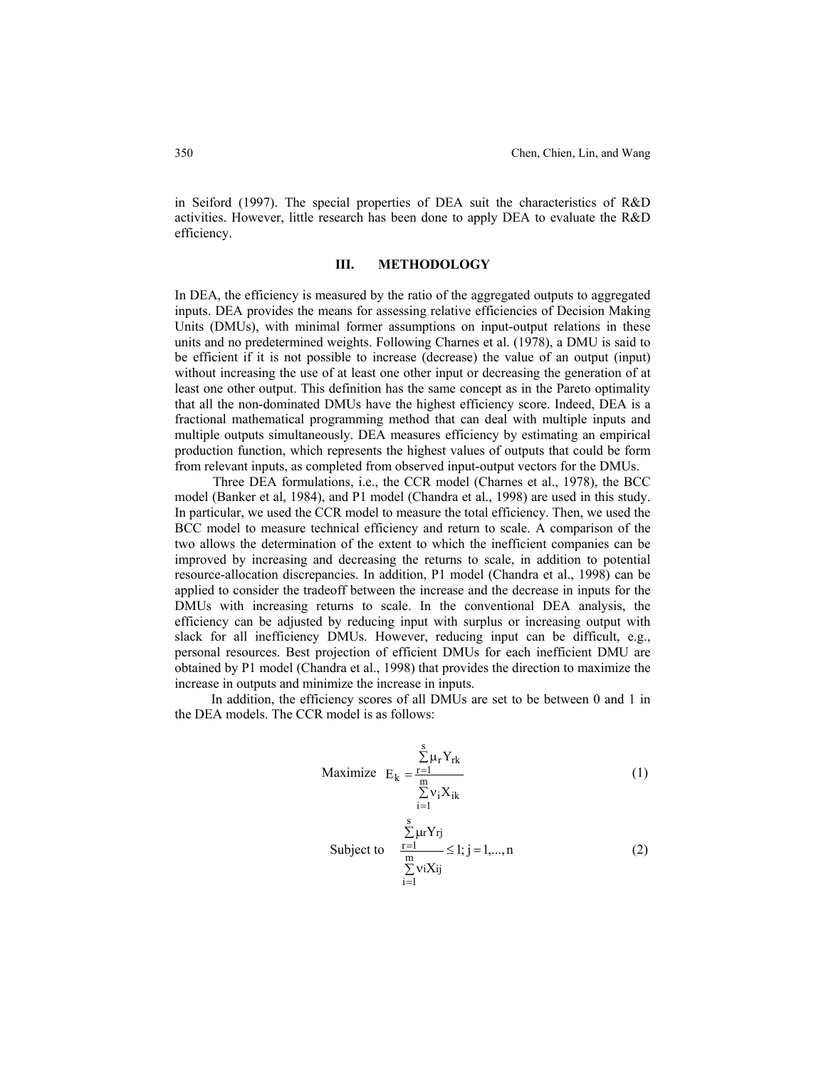in Seiford (1997). The special properties of DEA suit the characteristics of R&D activities. However, little research has been done to apply DEA to evaluate the R&D efficiency.

## III. METHODOLOGY

In DEA, the efficiency is measured by the ratio of the aggregated outputs to aggregated inputs. DEA provides the means for assessing relative efficiencies of Decision Making Units (DMUs), with minimal former assumptions on input-output relations in these units and no predetermined weights. Following Charnes et al. (1978), a DMU is said to be efficient if it is not possible to increase (decrease) the value of an output (input) without increasing the use of at least one other input or decreasing the generation of at least one other output. This definition has the same concept as in the Pareto optimality that all the non-dominated DMUs have the highest efficiency score. Indeed, DEA is a fractional mathematical programming method that can deal with multiple inputs and multiple outputs simultaneously. DEA measures efficiency by estimating an empirical production function, which represents the highest values of outputs that could be form from relevant inputs, as completed from observed input-output vectors for the DMUs.

Three DEA formulations, i.e., the CCR model (Charnes et al., 1978), the BCC model (Banker et al, 1984), and P1 model (Chandra et al., 1998) are used in this study. In particular, we used the CCR model to measure the total efficiency. Then, we used the BCC model to measure technical efficiency and return to scale. A comparison of the two allows the determination of the extent to which the inefficient companies can be improved by increasing and decreasing the returns to scale, in addition to potential resource-allocation discrepancies. In addition, P1 model (Chandra et al., 1998) can be applied to consider the tradeoff between the increase and the decrease in inputs for the DMUs with increasing returns to scale. In the conventional DEA analysis, the efficiency can be adjusted by reducing input with surplus or increasing output with slack for all inefficiency DMUs. However, reducing input can be difficult, e.g., personal resources. Best projection of efficient DMUs for each inefficient DMU are obtained by P1 model (Chandra et al., 1998) that provides the direction to maximize the increase in outputs and minimize the increase in inputs.

In addition, the efficiency scores of all DMUs are set to be between 0 and 1 in the DEA models. The CCR model is as follows:

$$\text{Maximize} \quad E_k = \frac{\sum_{r=1}^{s} \mu_r Y_{rk}}{\sum_{i=1}^{m} \nu_i X_{ik}} \tag{1}$$

$$\text{Subject to} \quad \frac{\sum_{r=1}^{s} \mu r Y r j}{\sum_{i=1}^{m} \nu i X i j} \leq 1;\ j = 1, \ldots, n \tag{2}$$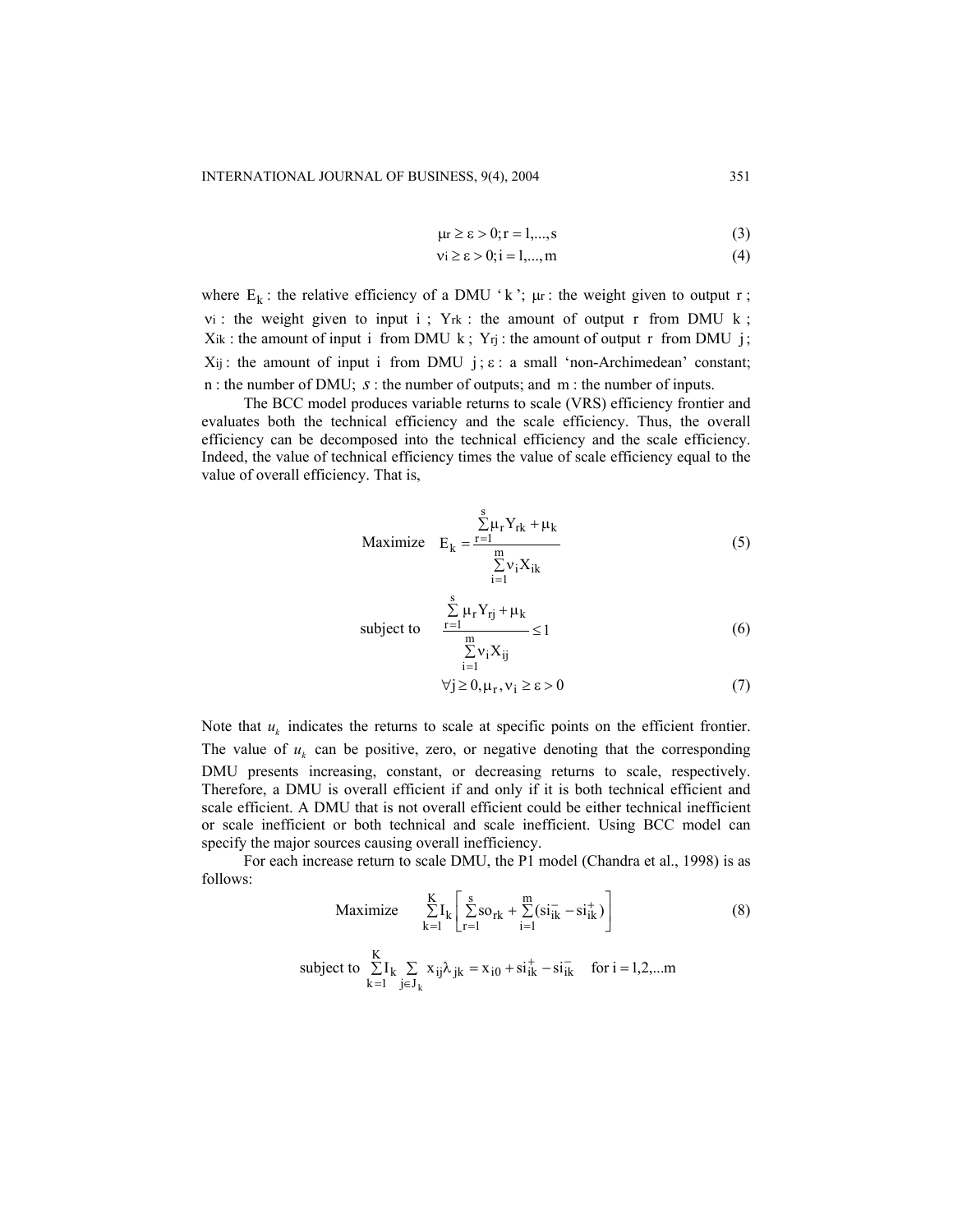$$\mu_r \geq \varepsilon > 0; r = 1,...,s \tag{3}$$

$$\nu_i \geq \varepsilon > 0; i = 1,...,m \tag{4}$$

where $E_k$ : the relative efficiency of a DMU '$k$'; $\mu_r$ : the weight given to output $r$ ; $\nu_i$ : the weight given to input $i$ ; $Y_{rk}$ : the amount of output $r$ from DMU $k$ ; $X_{ik}$ : the amount of input $i$ from DMU $k$ ; $Y_{rj}$ : the amount of output $r$ from DMU $j$ ; $X_{ij}$ : the amount of input $i$ from DMU $j$ ; $\varepsilon$ : a small 'non-Archimedean' constant; $n$ : the number of DMU; $s$ : the number of outputs; and $m$ : the number of inputs.

The BCC model produces variable returns to scale (VRS) efficiency frontier and evaluates both the technical efficiency and the scale efficiency. Thus, the overall efficiency can be decomposed into the technical efficiency and the scale efficiency. Indeed, the value of technical efficiency times the value of scale efficiency equal to the value of overall efficiency. That is,

$$\text{Maximize} \quad E_k = \frac{\sum_{r=1}^{s} \mu_r Y_{rk} + \mu_k}{\sum_{i=1}^{m} \nu_i X_{ik}} \tag{5}$$

$$\text{subject to} \quad \frac{\sum_{r=1}^{s} \mu_r Y_{rj} + \mu_k}{\sum_{i=1}^{m} \nu_i X_{ij}} \leq 1 \tag{6}$$

$$\forall j \geq 0, \mu_r, \nu_i \geq \varepsilon > 0 \tag{7}$$

Note that $u_k$ indicates the returns to scale at specific points on the efficient frontier. The value of $u_k$ can be positive, zero, or negative denoting that the corresponding DMU presents increasing, constant, or decreasing returns to scale, respectively. Therefore, a DMU is overall efficient if and only if it is both technical efficient and scale efficient. A DMU that is not overall efficient could be either technical inefficient or scale inefficient or both technical and scale inefficient. Using BCC model can specify the major sources causing overall inefficiency.

For each increase return to scale DMU, the P1 model (Chandra et al., 1998) is as follows:

$$\text{Maximize} \quad \sum_{k=1}^{K} I_k \left[ \sum_{r=1}^{s} so_{rk} + \sum_{i=1}^{m} (si_{ik}^{-} - si_{ik}^{+}) \right] \tag{8}$$

$$\text{subject to} \ \sum_{k=1}^{K} I_k \sum_{j \in J_k} x_{ij} \lambda_{jk} = x_{i0} + si_{ik}^{+} - si_{ik}^{-} \quad \text{for } i = 1,2,...m$$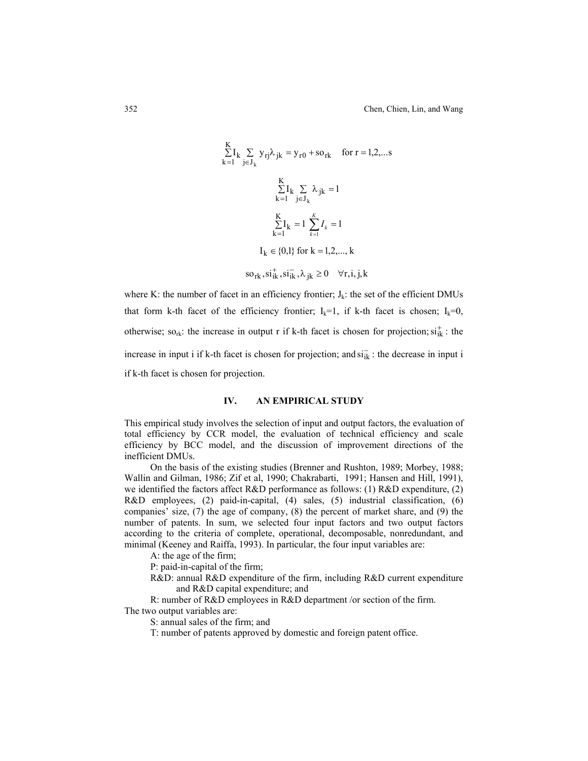$$\sum_{k=1}^{K} I_k \sum_{j \in J_k} y_{rj} \lambda_{jk} = y_{r0} + so_{rk} \quad \text{for } r = 1,2,...s$$

$$\sum_{k=1}^{K} I_k \sum_{j \in J_k} \lambda_{jk} = 1$$

$$\sum_{k=1}^{K} I_k = 1 \; \sum_{k=1}^{K} I_k = 1$$

$$I_k \in \{0,1\} \text{ for } k = 1,2,..., k$$

$$so_{rk}, si_{ik}^{+}, si_{ik}^{-}, \lambda_{jk} \geq 0 \quad \forall r, i, j, k$$

where K: the number of facet in an efficiency frontier; $J_k$: the set of the efficient DMUs that form k-th facet of the efficiency frontier; $I_k$=1, if k-th facet is chosen; $I_k$=0, otherwise; $so_{rk}$: the increase in output r if k-th facet is chosen for projection; $si_{ik}^{+}$ : the increase in input i if k-th facet is chosen for projection; and $si_{ik}^{-}$ : the decrease in input i if k-th facet is chosen for projection.

## IV. AN EMPIRICAL STUDY

This empirical study involves the selection of input and output factors, the evaluation of total efficiency by CCR model, the evaluation of technical efficiency and scale efficiency by BCC model, and the discussion of improvement directions of the inefficient DMUs.

On the basis of the existing studies (Brenner and Rushton, 1989; Morbey, 1988; Wallin and Gilman, 1986; Zif et al, 1990; Chakrabarti, 1991; Hansen and Hill, 1991), we identified the factors affect R&D performance as follows: (1) R&D expenditure, (2) R&D employees, (2) paid-in-capital, (4) sales, (5) industrial classification, (6) companies' size, (7) the age of company, (8) the percent of market share, and (9) the number of patents. In sum, we selected four input factors and two output factors according to the criteria of complete, operational, decomposable, nonredundant, and minimal (Keeney and Raiffa, 1993). In particular, the four input variables are:

A: the age of the firm;

P: paid-in-capital of the firm;

R&D: annual R&D expenditure of the firm, including R&D current expenditure and R&D capital expenditure; and

R: number of R&D employees in R&D department /or section of the firm.

The two output variables are:

S: annual sales of the firm; and

T: number of patents approved by domestic and foreign patent office.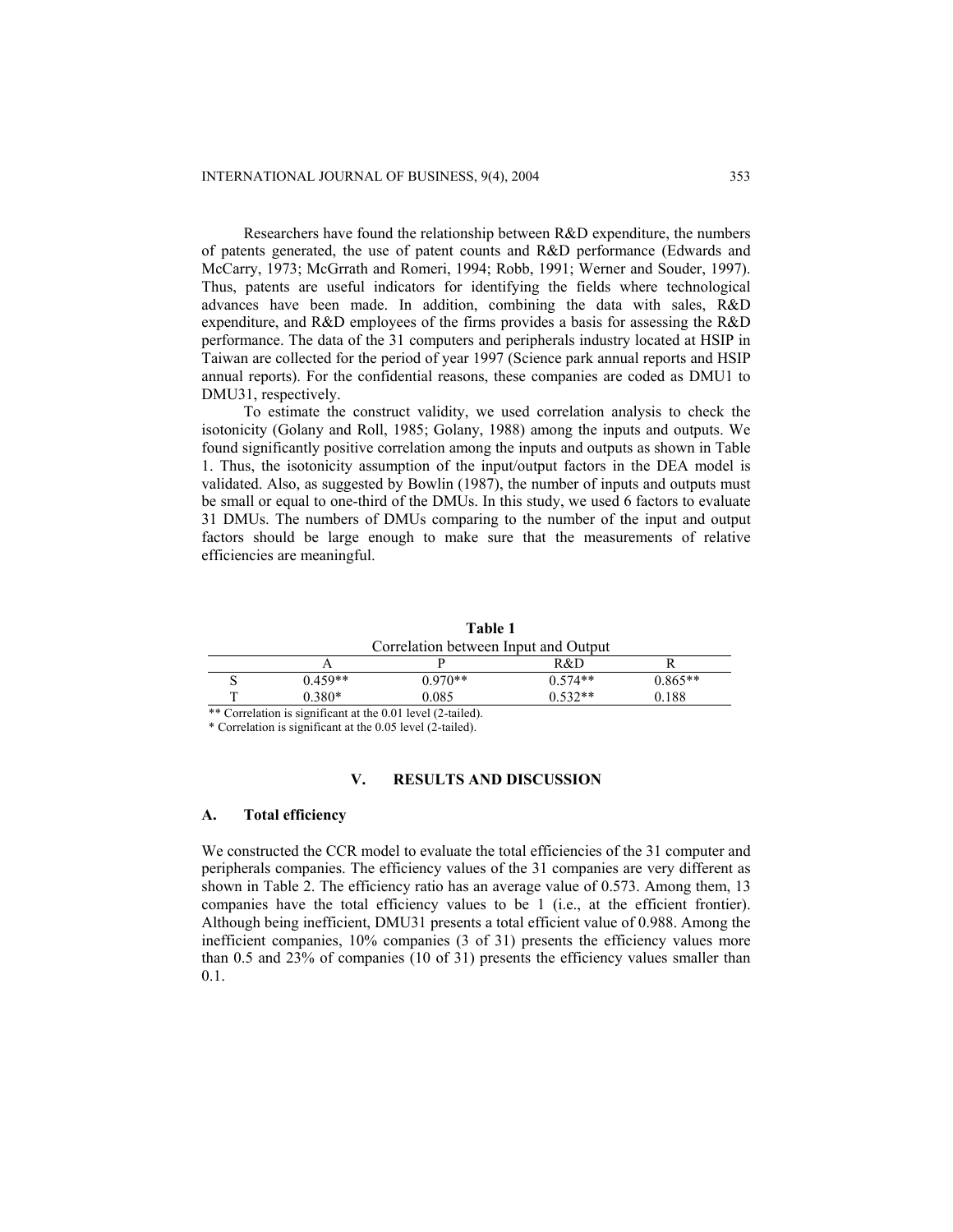Researchers have found the relationship between R&D expenditure, the numbers of patents generated, the use of patent counts and R&D performance (Edwards and McCarry, 1973; McGrrath and Romeri, 1994; Robb, 1991; Werner and Souder, 1997). Thus, patents are useful indicators for identifying the fields where technological advances have been made. In addition, combining the data with sales, R&D expenditure, and R&D employees of the firms provides a basis for assessing the R&D performance. The data of the 31 computers and peripherals industry located at HSIP in Taiwan are collected for the period of year 1997 (Science park annual reports and HSIP annual reports). For the confidential reasons, these companies are coded as DMU1 to DMU31, respectively.

To estimate the construct validity, we used correlation analysis to check the isotonicity (Golany and Roll, 1985; Golany, 1988) among the inputs and outputs. We found significantly positive correlation among the inputs and outputs as shown in Table 1. Thus, the isotonicity assumption of the input/output factors in the DEA model is validated. Also, as suggested by Bowlin (1987), the number of inputs and outputs must be small or equal to one-third of the DMUs. In this study, we used 6 factors to evaluate 31 DMUs. The numbers of DMUs comparing to the number of the input and output factors should be large enough to make sure that the measurements of relative efficiencies are meaningful.

**Table 1**

Correlation between Input and Output

| | A | P | R&D | R |
|---|---|---|---|---|
| S | 0.459** | 0.970** | 0.574** | 0.865** |
| T | 0.380* | 0.085 | 0.532** | 0.188 |

** Correlation is significant at the 0.01 level (2-tailed).

* Correlation is significant at the 0.05 level (2-tailed).

## V. RESULTS AND DISCUSSION

### A. Total efficiency

We constructed the CCR model to evaluate the total efficiencies of the 31 computer and peripherals companies. The efficiency values of the 31 companies are very different as shown in Table 2. The efficiency ratio has an average value of 0.573. Among them, 13 companies have the total efficiency values to be 1 (i.e., at the efficient frontier). Although being inefficient, DMU31 presents a total efficient value of 0.988. Among the inefficient companies, 10% companies (3 of 31) presents the efficiency values more than 0.5 and 23% of companies (10 of 31) presents the efficiency values smaller than 0.1.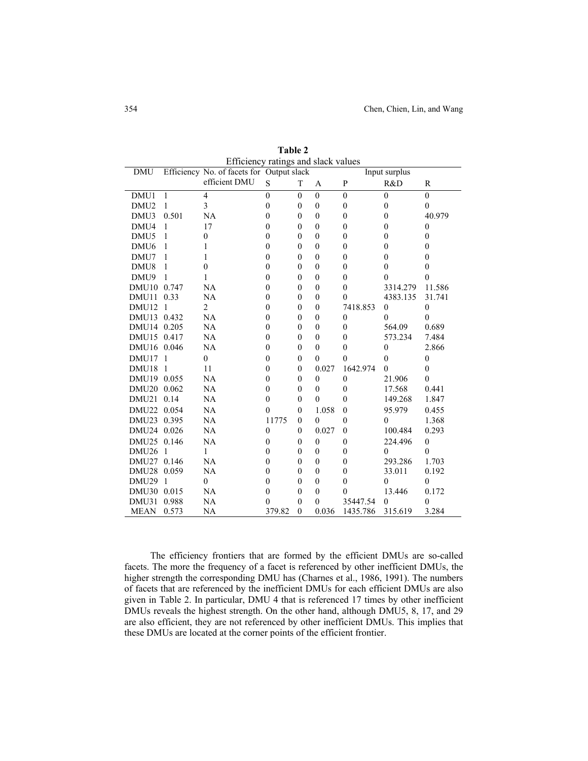**Table 2**

Efficiency ratings and slack values

| DMU | Efficiency | No. of facets for efficient DMU | Output slack | | | Input surplus | | |
|---|---|---|---|---|---|---|---|---|
| | | | S | T | A | P | R&D | R |
| DMU1 | 1 | 4 | 0 | 0 | 0 | 0 | 0 | 0 |
| DMU2 | 1 | 3 | 0 | 0 | 0 | 0 | 0 | 0 |
| DMU3 | 0.501 | NA | 0 | 0 | 0 | 0 | 0 | 40.979 |
| DMU4 | 1 | 17 | 0 | 0 | 0 | 0 | 0 | 0 |
| DMU5 | 1 | 0 | 0 | 0 | 0 | 0 | 0 | 0 |
| DMU6 | 1 | 1 | 0 | 0 | 0 | 0 | 0 | 0 |
| DMU7 | 1 | 1 | 0 | 0 | 0 | 0 | 0 | 0 |
| DMU8 | 1 | 0 | 0 | 0 | 0 | 0 | 0 | 0 |
| DMU9 | 1 | 1 | 0 | 0 | 0 | 0 | 0 | 0 |
| DMU10 | 0.747 | NA | 0 | 0 | 0 | 0 | 3314.279 | 11.586 |
| DMU11 | 0.33 | NA | 0 | 0 | 0 | 0 | 4383.135 | 31.741 |
| DMU12 | 1 | 2 | 0 | 0 | 0 | 7418.853 | 0 | 0 |
| DMU13 | 0.432 | NA | 0 | 0 | 0 | 0 | 0 | 0 |
| DMU14 | 0.205 | NA | 0 | 0 | 0 | 0 | 564.09 | 0.689 |
| DMU15 | 0.417 | NA | 0 | 0 | 0 | 0 | 573.234 | 7.484 |
| DMU16 | 0.046 | NA | 0 | 0 | 0 | 0 | 0 | 2.866 |
| DMU17 | 1 | 0 | 0 | 0 | 0 | 0 | 0 | 0 |
| DMU18 | 1 | 11 | 0 | 0 | 0.027 | 1642.974 | 0 | 0 |
| DMU19 | 0.055 | NA | 0 | 0 | 0 | 0 | 21.906 | 0 |
| DMU20 | 0.062 | NA | 0 | 0 | 0 | 0 | 17.568 | 0.441 |
| DMU21 | 0.14 | NA | 0 | 0 | 0 | 0 | 149.268 | 1.847 |
| DMU22 | 0.054 | NA | 0 | 0 | 1.058 | 0 | 95.979 | 0.455 |
| DMU23 | 0.395 | NA | 11775 | 0 | 0 | 0 | 0 | 1.368 |
| DMU24 | 0.026 | NA | 0 | 0 | 0.027 | 0 | 100.484 | 0.293 |
| DMU25 | 0.146 | NA | 0 | 0 | 0 | 0 | 224.496 | 0 |
| DMU26 | 1 | 1 | 0 | 0 | 0 | 0 | 0 | 0 |
| DMU27 | 0.146 | NA | 0 | 0 | 0 | 0 | 293.286 | 1.703 |
| DMU28 | 0.059 | NA | 0 | 0 | 0 | 0 | 33.011 | 0.192 |
| DMU29 | 1 | 0 | 0 | 0 | 0 | 0 | 0 | 0 |
| DMU30 | 0.015 | NA | 0 | 0 | 0 | 0 | 13.446 | 0.172 |
| DMU31 | 0.988 | NA | 0 | 0 | 0 | 35447.54 | 0 | 0 |
| MEAN | 0.573 | NA | 379.82 | 0 | 0.036 | 1435.786 | 315.619 | 3.284 |

The efficiency frontiers that are formed by the efficient DMUs are so-called facets. The more the frequency of a facet is referenced by other inefficient DMUs, the higher strength the corresponding DMU has (Charnes et al., 1986, 1991). The numbers of facets that are referenced by the inefficient DMUs for each efficient DMUs are also given in Table 2. In particular, DMU 4 that is referenced 17 times by other inefficient DMUs reveals the highest strength. On the other hand, although DMU5, 8, 17, and 29 are also efficient, they are not referenced by other inefficient DMUs. This implies that these DMUs are located at the corner points of the efficient frontier.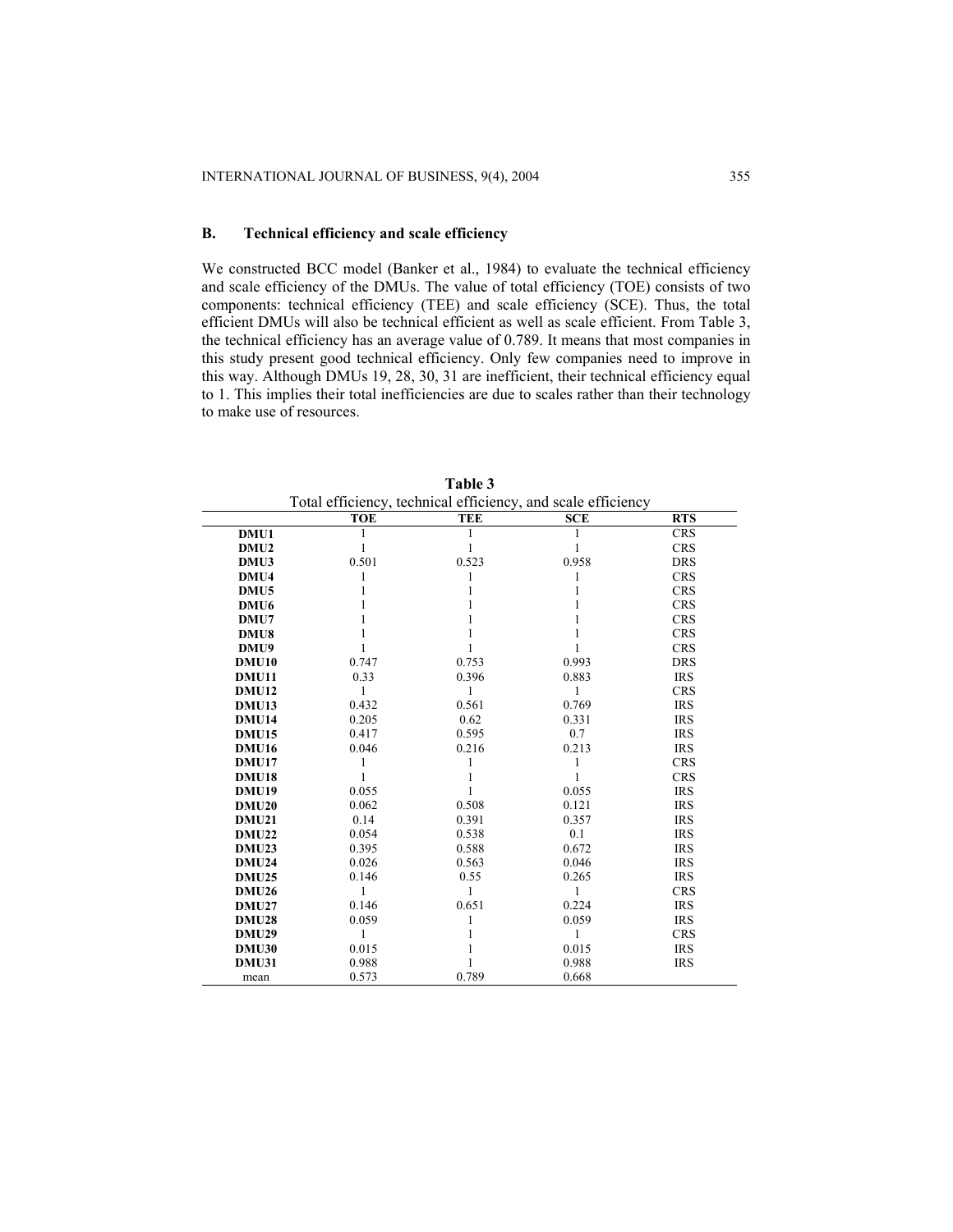### B. Technical efficiency and scale efficiency

We constructed BCC model (Banker et al., 1984) to evaluate the technical efficiency and scale efficiency of the DMUs. The value of total efficiency (TOE) consists of two components: technical efficiency (TEE) and scale efficiency (SCE). Thus, the total efficient DMUs will also be technical efficient as well as scale efficient. From Table 3, the technical efficiency has an average value of 0.789. It means that most companies in this study present good technical efficiency. Only few companies need to improve in this way. Although DMUs 19, 28, 30, 31 are inefficient, their technical efficiency equal to 1. This implies their total inefficiencies are due to scales rather than their technology to make use of resources.

**Table 3**

Total efficiency, technical efficiency, and scale efficiency

| | TOE | TEE | SCE | RTS |
|---|---|---|---|---|
| **DMU1** | 1 | 1 | 1 | CRS |
| **DMU2** | 1 | 1 | 1 | CRS |
| **DMU3** | 0.501 | 0.523 | 0.958 | DRS |
| **DMU4** | 1 | 1 | 1 | CRS |
| **DMU5** | 1 | 1 | 1 | CRS |
| **DMU6** | 1 | 1 | 1 | CRS |
| **DMU7** | 1 | 1 | 1 | CRS |
| **DMU8** | 1 | 1 | 1 | CRS |
| **DMU9** | 1 | 1 | 1 | CRS |
| **DMU10** | 0.747 | 0.753 | 0.993 | DRS |
| **DMU11** | 0.33 | 0.396 | 0.883 | IRS |
| **DMU12** | 1 | 1 | 1 | CRS |
| **DMU13** | 0.432 | 0.561 | 0.769 | IRS |
| **DMU14** | 0.205 | 0.62 | 0.331 | IRS |
| **DMU15** | 0.417 | 0.595 | 0.7 | IRS |
| **DMU16** | 0.046 | 0.216 | 0.213 | IRS |
| **DMU17** | 1 | 1 | 1 | CRS |
| **DMU18** | 1 | 1 | 1 | CRS |
| **DMU19** | 0.055 | 1 | 0.055 | IRS |
| **DMU20** | 0.062 | 0.508 | 0.121 | IRS |
| **DMU21** | 0.14 | 0.391 | 0.357 | IRS |
| **DMU22** | 0.054 | 0.538 | 0.1 | IRS |
| **DMU23** | 0.395 | 0.588 | 0.672 | IRS |
| **DMU24** | 0.026 | 0.563 | 0.046 | IRS |
| **DMU25** | 0.146 | 0.55 | 0.265 | IRS |
| **DMU26** | 1 | 1 | 1 | CRS |
| **DMU27** | 0.146 | 0.651 | 0.224 | IRS |
| **DMU28** | 0.059 | 1 | 0.059 | IRS |
| **DMU29** | 1 | 1 | 1 | CRS |
| **DMU30** | 0.015 | 1 | 0.015 | IRS |
| **DMU31** | 0.988 | 1 | 0.988 | IRS |
| mean | 0.573 | 0.789 | 0.668 | |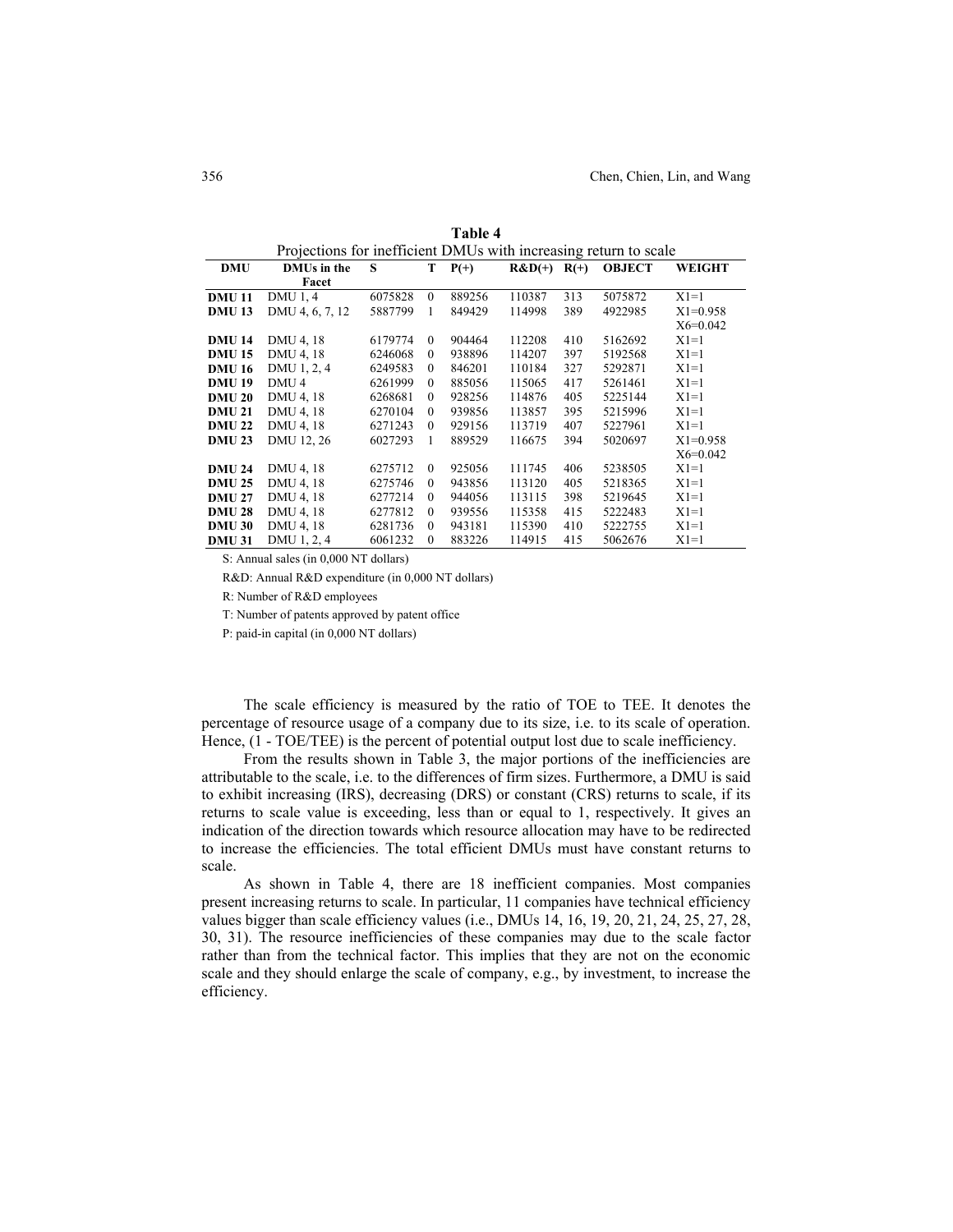**Table 4**

Projections for inefficient DMUs with increasing return to scale

| DMU | DMUs in the Facet | S | T | P(+) | R&D(+) | R(+) | OBJECT | WEIGHT |
|---|---|---|---|---|---|---|---|---|
| **DMU 11** | DMU 1, 4 | 6075828 | 0 | 889256 | 110387 | 313 | 5075872 | X1=1 |
| **DMU 13** | DMU 4, 6, 7, 12 | 5887799 | 1 | 849429 | 114998 | 389 | 4922985 | X1=0.958 X6=0.042 |
| **DMU 14** | DMU 4, 18 | 6179774 | 0 | 904464 | 112208 | 410 | 5162692 | X1=1 |
| **DMU 15** | DMU 4, 18 | 6246068 | 0 | 938896 | 114207 | 397 | 5192568 | X1=1 |
| **DMU 16** | DMU 1, 2, 4 | 6249583 | 0 | 846201 | 110184 | 327 | 5292871 | X1=1 |
| **DMU 19** | DMU 4 | 6261999 | 0 | 885056 | 115065 | 417 | 5261461 | X1=1 |
| **DMU 20** | DMU 4, 18 | 6268681 | 0 | 928256 | 114876 | 405 | 5225144 | X1=1 |
| **DMU 21** | DMU 4, 18 | 6270104 | 0 | 939856 | 113857 | 395 | 5215996 | X1=1 |
| **DMU 22** | DMU 4, 18 | 6271243 | 0 | 929156 | 113719 | 407 | 5227961 | X1=1 |
| **DMU 23** | DMU 12, 26 | 6027293 | 1 | 889529 | 116675 | 394 | 5020697 | X1=0.958 X6=0.042 |
| **DMU 24** | DMU 4, 18 | 6275712 | 0 | 925056 | 111745 | 406 | 5238505 | X1=1 |
| **DMU 25** | DMU 4, 18 | 6275746 | 0 | 943856 | 113120 | 405 | 5218365 | X1=1 |
| **DMU 27** | DMU 4, 18 | 6277214 | 0 | 944056 | 113115 | 398 | 5219645 | X1=1 |
| **DMU 28** | DMU 4, 18 | 6277812 | 0 | 939556 | 115358 | 415 | 5222483 | X1=1 |
| **DMU 30** | DMU 4, 18 | 6281736 | 0 | 943181 | 115390 | 410 | 5222755 | X1=1 |
| **DMU 31** | DMU 1, 2, 4 | 6061232 | 0 | 883226 | 114915 | 415 | 5062676 | X1=1 |

S: Annual sales (in 0,000 NT dollars)

R&D: Annual R&D expenditure (in 0,000 NT dollars)

R: Number of R&D employees

T: Number of patents approved by patent office

P: paid-in capital (in 0,000 NT dollars)

The scale efficiency is measured by the ratio of TOE to TEE. It denotes the percentage of resource usage of a company due to its size, i.e. to its scale of operation. Hence, (1 - TOE/TEE) is the percent of potential output lost due to scale inefficiency.

From the results shown in Table 3, the major portions of the inefficiencies are attributable to the scale, i.e. to the differences of firm sizes. Furthermore, a DMU is said to exhibit increasing (IRS), decreasing (DRS) or constant (CRS) returns to scale, if its returns to scale value is exceeding, less than or equal to 1, respectively. It gives an indication of the direction towards which resource allocation may have to be redirected to increase the efficiencies. The total efficient DMUs must have constant returns to scale.

As shown in Table 4, there are 18 inefficient companies. Most companies present increasing returns to scale. In particular, 11 companies have technical efficiency values bigger than scale efficiency values (i.e., DMUs 14, 16, 19, 20, 21, 24, 25, 27, 28, 30, 31). The resource inefficiencies of these companies may due to the scale factor rather than from the technical factor. This implies that they are not on the economic scale and they should enlarge the scale of company, e.g., by investment, to increase the efficiency.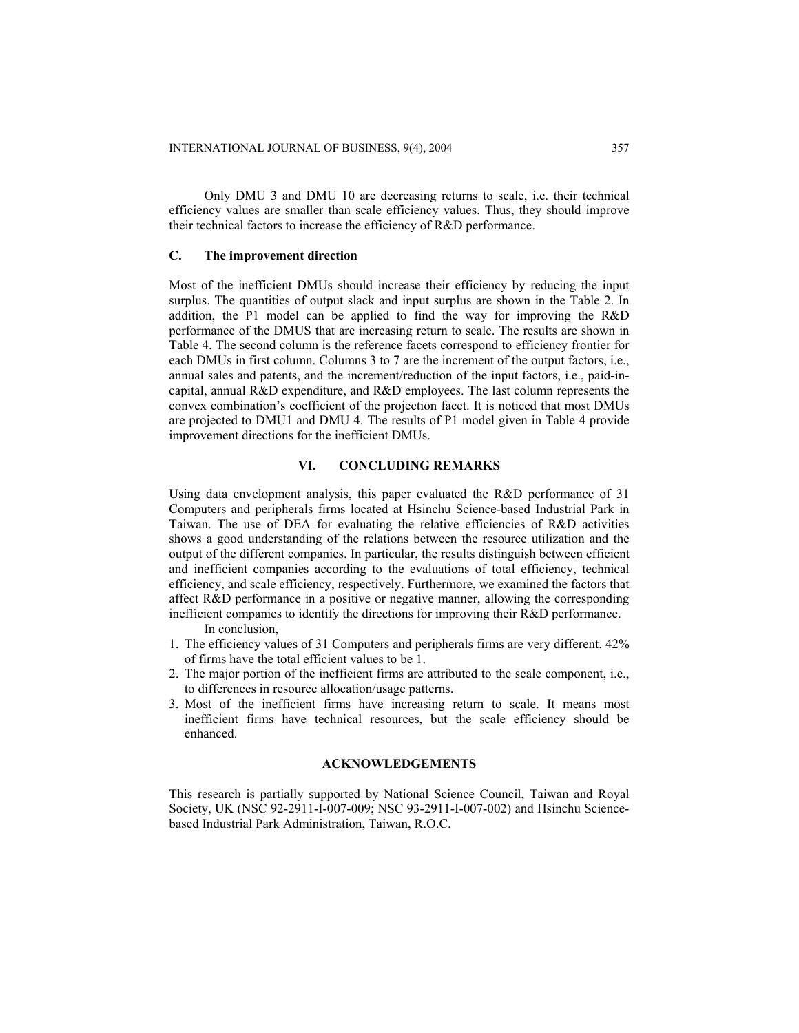Only DMU 3 and DMU 10 are decreasing returns to scale, i.e. their technical efficiency values are smaller than scale efficiency values. Thus, they should improve their technical factors to increase the efficiency of R&D performance.

### C. The improvement direction

Most of the inefficient DMUs should increase their efficiency by reducing the input surplus. The quantities of output slack and input surplus are shown in the Table 2. In addition, the P1 model can be applied to find the way for improving the R&D performance of the DMUS that are increasing return to scale. The results are shown in Table 4. The second column is the reference facets correspond to efficiency frontier for each DMUs in first column. Columns 3 to 7 are the increment of the output factors, i.e., annual sales and patents, and the increment/reduction of the input factors, i.e., paid-in-capital, annual R&D expenditure, and R&D employees. The last column represents the convex combination's coefficient of the projection facet. It is noticed that most DMUs are projected to DMU1 and DMU 4. The results of P1 model given in Table 4 provide improvement directions for the inefficient DMUs.

## VI. CONCLUDING REMARKS

Using data envelopment analysis, this paper evaluated the R&D performance of 31 Computers and peripherals firms located at Hsinchu Science-based Industrial Park in Taiwan. The use of DEA for evaluating the relative efficiencies of R&D activities shows a good understanding of the relations between the resource utilization and the output of the different companies. In particular, the results distinguish between efficient and inefficient companies according to the evaluations of total efficiency, technical efficiency, and scale efficiency, respectively. Furthermore, we examined the factors that affect R&D performance in a positive or negative manner, allowing the corresponding inefficient companies to identify the directions for improving their R&D performance.

In conclusion,

1. The efficiency values of 31 Computers and peripherals firms are very different. 42% of firms have the total efficient values to be 1.
2. The major portion of the inefficient firms are attributed to the scale component, i.e., to differences in resource allocation/usage patterns.
3. Most of the inefficient firms have increasing return to scale. It means most inefficient firms have technical resources, but the scale efficiency should be enhanced.

## ACKNOWLEDGEMENTS

This research is partially supported by National Science Council, Taiwan and Royal Society, UK (NSC 92-2911-I-007-009; NSC 93-2911-I-007-002) and Hsinchu Science-based Industrial Park Administration, Taiwan, R.O.C.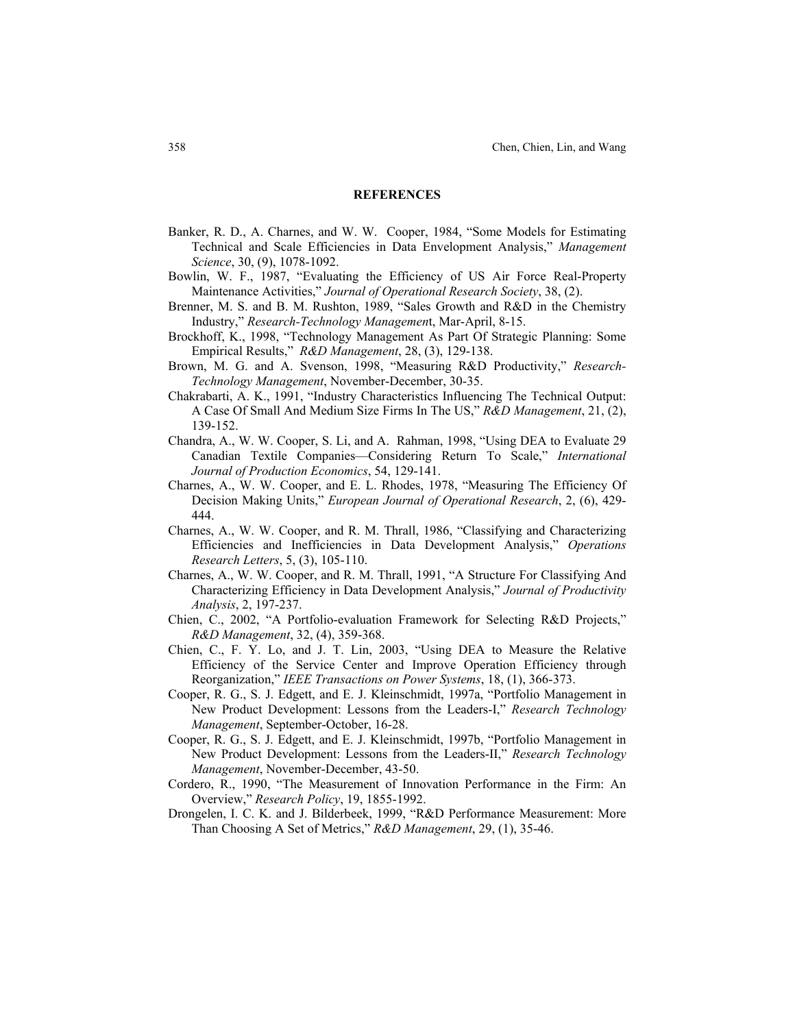## REFERENCES

Banker, R. D., A. Charnes, and W. W. Cooper, 1984, "Some Models for Estimating Technical and Scale Efficiencies in Data Envelopment Analysis," *Management Science*, 30, (9), 1078-1092.

Bowlin, W. F., 1987, "Evaluating the Efficiency of US Air Force Real-Property Maintenance Activities," *Journal of Operational Research Society*, 38, (2).

Brenner, M. S. and B. M. Rushton, 1989, "Sales Growth and R&D in the Chemistry Industry," *Research-Technology Managemen*t, Mar-April, 8-15.

Brockhoff, K., 1998, "Technology Management As Part Of Strategic Planning: Some Empirical Results," *R&D Management*, 28, (3), 129-138.

Brown, M. G. and A. Svenson, 1998, "Measuring R&D Productivity," *Research-Technology Management*, November-December, 30-35.

Chakrabarti, A. K., 1991, "Industry Characteristics Influencing The Technical Output: A Case Of Small And Medium Size Firms In The US," *R&D Management*, 21, (2), 139-152.

Chandra, A., W. W. Cooper, S. Li, and A. Rahman, 1998, "Using DEA to Evaluate 29 Canadian Textile Companies—Considering Return To Scale," *International Journal of Production Economics*, 54, 129-141.

Charnes, A., W. W. Cooper, and E. L. Rhodes, 1978, "Measuring The Efficiency Of Decision Making Units," *European Journal of Operational Research*, 2, (6), 429-444.

Charnes, A., W. W. Cooper, and R. M. Thrall, 1986, "Classifying and Characterizing Efficiencies and Inefficiencies in Data Development Analysis," *Operations Research Letters*, 5, (3), 105-110.

Charnes, A., W. W. Cooper, and R. M. Thrall, 1991, "A Structure For Classifying And Characterizing Efficiency in Data Development Analysis," *Journal of Productivity Analysis*, 2, 197-237.

Chien, C., 2002, "A Portfolio-evaluation Framework for Selecting R&D Projects," *R&D Management*, 32, (4), 359-368.

Chien, C., F. Y. Lo, and J. T. Lin, 2003, "Using DEA to Measure the Relative Efficiency of the Service Center and Improve Operation Efficiency through Reorganization," *IEEE Transactions on Power Systems*, 18, (1), 366-373.

Cooper, R. G., S. J. Edgett, and E. J. Kleinschmidt, 1997a, "Portfolio Management in New Product Development: Lessons from the Leaders-I," *Research Technology Management*, September-October, 16-28.

Cooper, R. G., S. J. Edgett, and E. J. Kleinschmidt, 1997b, "Portfolio Management in New Product Development: Lessons from the Leaders-II," *Research Technology Management*, November-December, 43-50.

Cordero, R., 1990, "The Measurement of Innovation Performance in the Firm: An Overview," *Research Policy*, 19, 1855-1992.

Drongelen, I. C. K. and J. Bilderbeek, 1999, "R&D Performance Measurement: More Than Choosing A Set of Metrics," *R&D Management*, 29, (1), 35-46.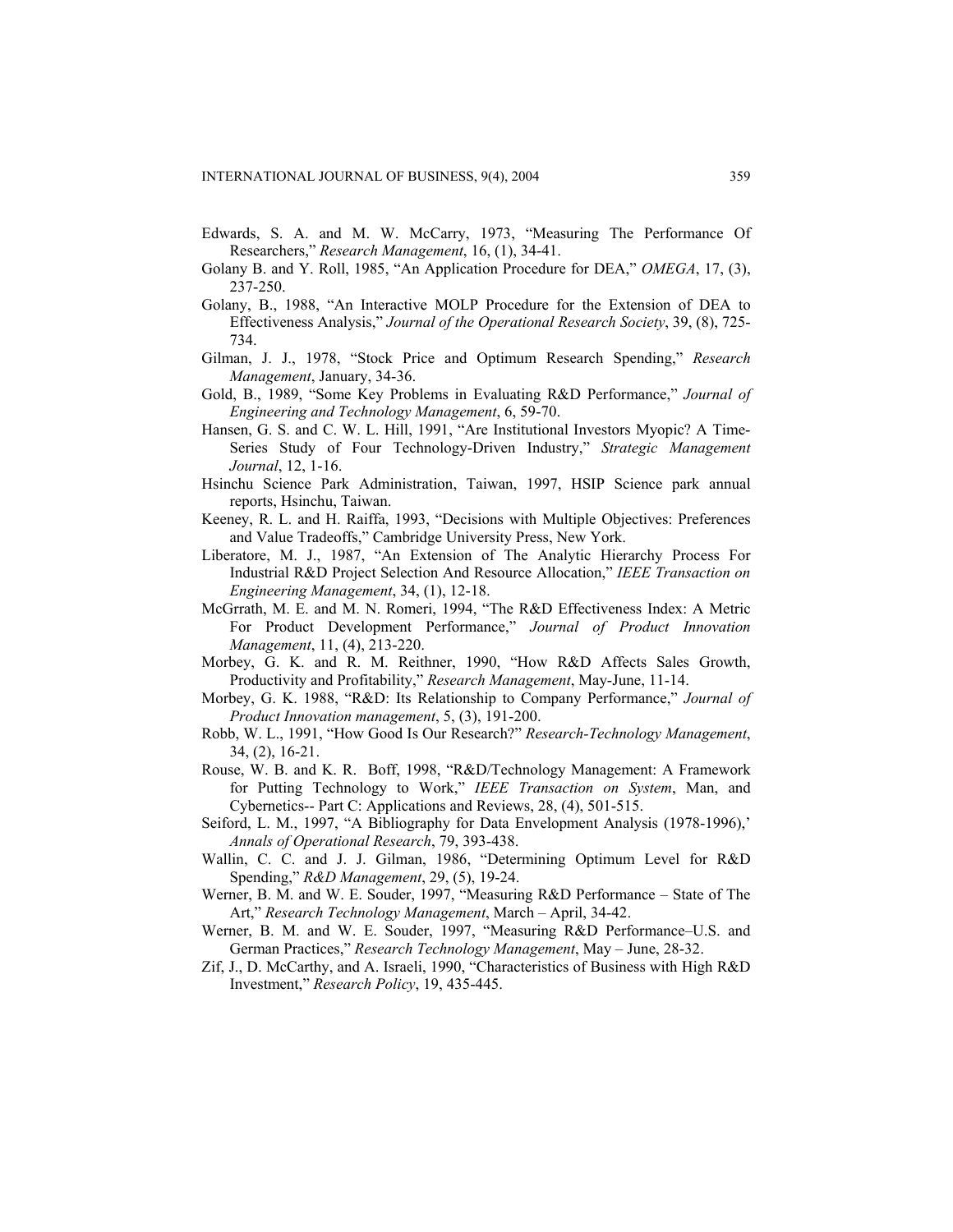Edwards, S. A. and M. W. McCarry, 1973, "Measuring The Performance Of Researchers," *Research Management*, 16, (1), 34-41.

Golany B. and Y. Roll, 1985, "An Application Procedure for DEA," *OMEGA*, 17, (3), 237-250.

Golany, B., 1988, "An Interactive MOLP Procedure for the Extension of DEA to Effectiveness Analysis," *Journal of the Operational Research Society*, 39, (8), 725-734.

Gilman, J. J., 1978, "Stock Price and Optimum Research Spending," *Research Management*, January, 34-36.

Gold, B., 1989, "Some Key Problems in Evaluating R&D Performance," *Journal of Engineering and Technology Management*, 6, 59-70.

Hansen, G. S. and C. W. L. Hill, 1991, "Are Institutional Investors Myopic? A Time-Series Study of Four Technology-Driven Industry," *Strategic Management Journal*, 12, 1-16.

Hsinchu Science Park Administration, Taiwan, 1997, HSIP Science park annual reports, Hsinchu, Taiwan.

Keeney, R. L. and H. Raiffa, 1993, "Decisions with Multiple Objectives: Preferences and Value Tradeoffs," Cambridge University Press, New York.

Liberatore, M. J., 1987, "An Extension of The Analytic Hierarchy Process For Industrial R&D Project Selection And Resource Allocation," *IEEE Transaction on Engineering Management*, 34, (1), 12-18.

McGrrath, M. E. and M. N. Romeri, 1994, "The R&D Effectiveness Index: A Metric For Product Development Performance," *Journal of Product Innovation Management*, 11, (4), 213-220.

Morbey, G. K. and R. M. Reithner, 1990, "How R&D Affects Sales Growth, Productivity and Profitability," *Research Management*, May-June, 11-14.

Morbey, G. K. 1988, "R&D: Its Relationship to Company Performance," *Journal of Product Innovation management*, 5, (3), 191-200.

Robb, W. L., 1991, "How Good Is Our Research?" *Research-Technology Management*, 34, (2), 16-21.

Rouse, W. B. and K. R. Boff, 1998, "R&D/Technology Management: A Framework for Putting Technology to Work," *IEEE Transaction on System*, Man, and Cybernetics-- Part C: Applications and Reviews, 28, (4), 501-515.

Seiford, L. M., 1997, "A Bibliography for Data Envelopment Analysis (1978-1996),' *Annals of Operational Research*, 79, 393-438.

Wallin, C. C. and J. J. Gilman, 1986, "Determining Optimum Level for R&D Spending," *R&D Management*, 29, (5), 19-24.

Werner, B. M. and W. E. Souder, 1997, "Measuring R&D Performance – State of The Art," *Research Technology Management*, March – April, 34-42.

Werner, B. M. and W. E. Souder, 1997, "Measuring R&D Performance–U.S. and German Practices," *Research Technology Management*, May – June, 28-32.

Zif, J., D. McCarthy, and A. Israeli, 1990, "Characteristics of Business with High R&D Investment," *Research Policy*, 19, 435-445.